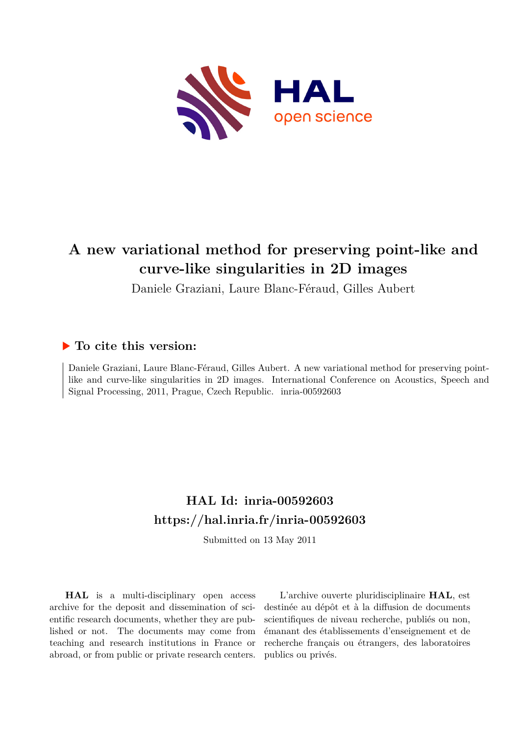# A new variational method for preserving point-like and curve-like singularities in 2D images

Daniele Graziani, Laure Blanc-Féraud, Gilles Aubert

## ▶ To cite this version:

Daniele Graziani, Laure Blanc-Féraud, Gilles Aubert. A new variational method for preserving point-like and curve-like singularities in 2D images. International Conference on Acoustics, Speech and Signal Processing, 2011, Prague, Czech Republic. inria-00592603

## HAL Id: inria-00592603
## https://hal.inria.fr/inria-00592603

Submitted on 13 May 2011

**HAL** is a multi-disciplinary open access archive for the deposit and dissemination of scientific research documents, whether they are published or not. The documents may come from teaching and research institutions in France or abroad, or from public or private research centers.

L'archive ouverte pluridisciplinaire **HAL**, est destinée au dépôt et à la diffusion de documents scientifiques de niveau recherche, publiés ou non, émanant des établissements d'enseignement et de recherche français ou étrangers, des laboratoires publics ou privés.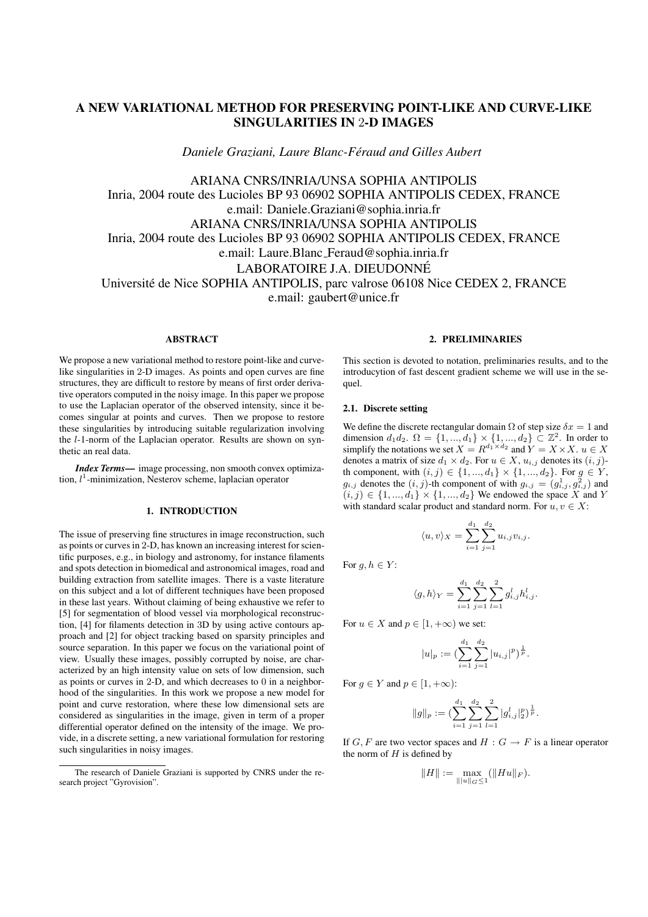# A NEW VARIATIONAL METHOD FOR PRESERVING POINT-LIKE AND CURVE-LIKE SINGULARITIES IN 2-D IMAGES

*Daniele Graziani, Laure Blanc-Féraud and Gilles Aubert*

ARIANA CNRS/INRIA/UNSA SOPHIA ANTIPOLIS
Inria, 2004 route des Lucioles BP 93 06902 SOPHIA ANTIPOLIS CEDEX, FRANCE
e.mail: Daniele.Graziani@sophia.inria.fr
ARIANA CNRS/INRIA/UNSA SOPHIA ANTIPOLIS
Inria, 2004 route des Lucioles BP 93 06902 SOPHIA ANTIPOLIS CEDEX, FRANCE
e.mail: Laure.Blanc_Feraud@sophia.inria.fr
LABORATOIRE J.A. DIEUDONNÉ
Université de Nice SOPHIA ANTIPOLIS, parc valrose 06108 Nice CEDEX 2, FRANCE
e.mail: gaubert@unice.fr

### ABSTRACT

We propose a new variational method to restore point-like and curve-like singularities in 2-D images. As points and open curves are fine structures, they are difficult to restore by means of first order derivative operators computed in the noisy image. In this paper we propose to use the Laplacian operator of the observed intensity, since it becomes singular at points and curves. Then we propose to restore these singularities by introducing suitable regularization involving the $l$-1-norm of the Laplacian operator. Results are shown on synthetic an real data.

***Index Terms*—** image processing, non smooth convex optimization, $l^1$-minimization, Nesterov scheme, laplacian operator

## 1. INTRODUCTION

The issue of preserving fine structures in image reconstruction, such as points or curves in 2-D, has known an increasing interest for scientific purposes, e.g., in biology and astronomy, for instance filaments and spots detection in biomedical and astronomical images, road and building extraction from satellite images. There is a vaste literature on this subject and a lot of different techniques have been proposed in these last years. Without claiming of being exhaustive we refer to [5] for segmentation of blood vessel via morphological reconstruction, [4] for filaments detection in 3D by using active contours approach and [2] for object tracking based on sparsity principles and source separation. In this paper we focus on the variational point of view. Usually these images, possibly corrupted by noise, are characterized by an high intensity value on sets of low dimension, such as points or curves in 2-D, and which decreases to 0 in a neighborhood of the singularities. In this work we propose a new model for point and curve restoration, where these low dimensional sets are considered as singularities in the image, given in term of a proper differential operator defined on the intensity of the image. We provide, in a discrete setting, a new variational formulation for restoring such singularities in noisy images.

The research of Daniele Graziani is supported by CNRS under the research project "Gyrovision".

## 2. PRELIMINARIES

This section is devoted to notation, preliminaries results, and to the introducytion of fast descent gradient scheme we will use in the sequel.

### 2.1. Discrete setting

We define the discrete rectangular domain $\Omega$ of step size $\delta x = 1$ and dimension $d_1 d_2$. $\Omega = \{1, ..., d_1\} \times \{1, ..., d_2\} \subset \mathbb{Z}^2$. In order to simplify the notations we set $X = R^{d_1 \times d_2}$ and $Y = X \times X$. $u \in X$ denotes a matrix of size $d_1 \times d_2$. For $u \in X$, $u_{i,j}$ denotes its $(i, j)$-th component, with $(i, j) \in \{1, ..., d_1\} \times \{1, ..., d_2\}$. For $g \in Y$, $g_{i,j}$ denotes the $(i, j)$-th component of with $g_{i,j} = (g^1_{i,j}, g^2_{i,j})$ and $(i, j) \in \{1, ..., d_1\} \times \{1, ..., d_2\}$ We endowed the space $X$ and $Y$ with standard scalar product and standard norm. For $u, v \in X$:

$$\langle u, v\rangle_X = \sum_{i=1}^{d_1}\sum_{j=1}^{d_2} u_{i,j} v_{i,j}.$$

For $g, h \in Y$:

$$\langle g, h\rangle_Y = \sum_{i=1}^{d_1}\sum_{j=1}^{d_2}\sum_{l=1}^{2} g^l_{i,j} h^l_{i,j}.$$

For $u \in X$ and $p \in [1, +\infty)$ we set:

$$|u|_p := (\sum_{i=1}^{d_1}\sum_{j=1}^{d_2} |u_{i,j}|^p)^{\frac{1}{p}}.$$

For $g \in Y$ and $p \in [1, +\infty)$:

$$\|g\|_p := (\sum_{i=1}^{d_1}\sum_{j=1}^{d_2}\sum_{l=1}^{2} |g^l_{i,j}|_2^p)^{\frac{1}{p}}.$$

If $G, F$ are two vector spaces and $H : G \to F$ is a linear operator the norm of $H$ is defined by

$$\|H\| := \max_{\||u\||_G \leq 1} (\|Hu\|_F).$$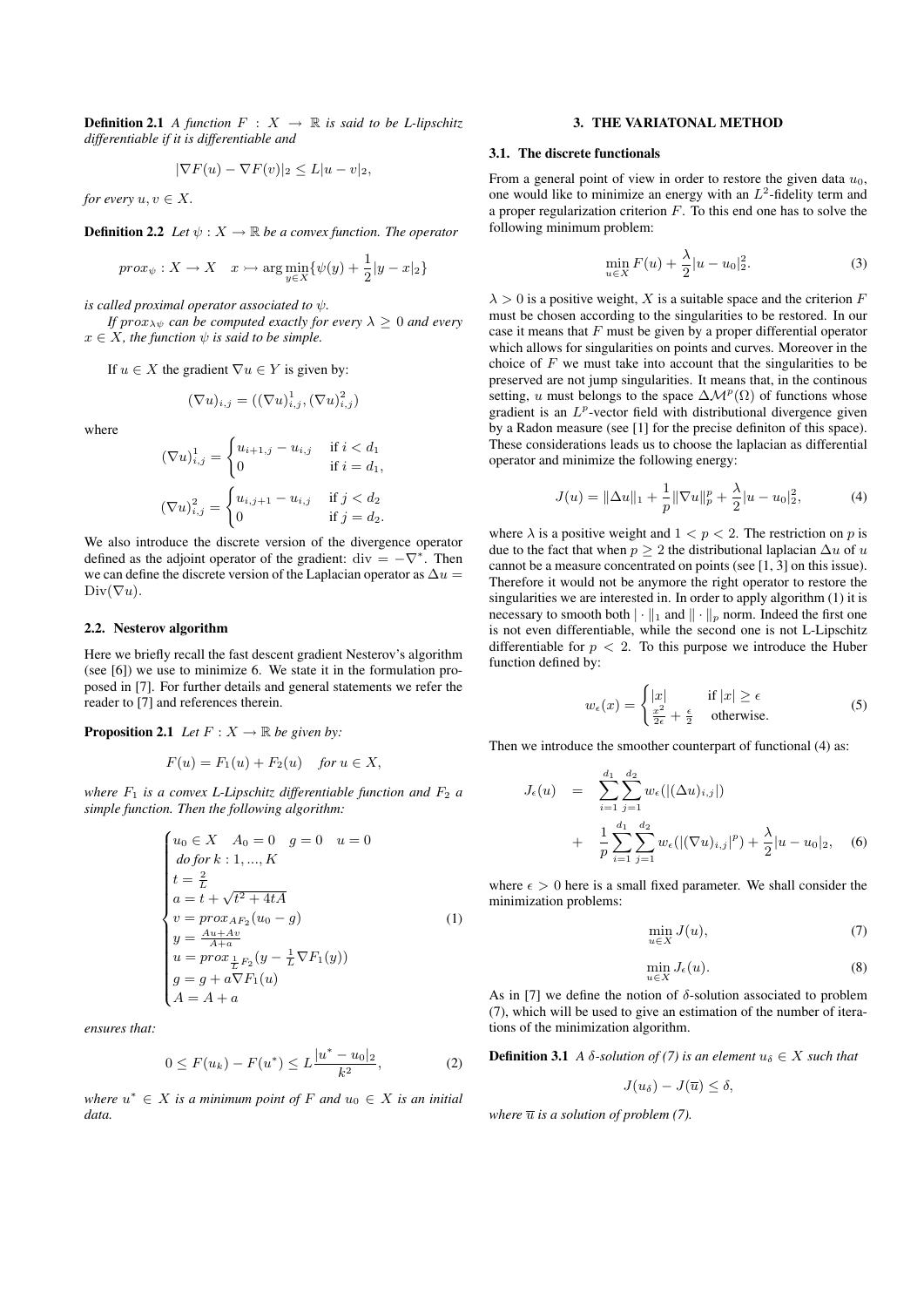**Definition 2.1** *A function $F : X \to \mathbb{R}$ is said to be L-lipschitz differentiable if it is differentiable and*

$$|\nabla F(u) - \nabla F(v)|_2 \leq L|u - v|_2,$$

*for every $u, v \in X$.*

**Definition 2.2** *Let $\psi : X \to \mathbb{R}$ be a convex function. The operator*

$$prox_\psi : X \to X \quad x \rightarrowtail \arg\min_{y \in X} \{\psi(y) + \frac{1}{2}|y - x|_2\}$$

*is called proximal operator associated to $\psi$.*

*If $prox_{\lambda\psi}$ can be computed exactly for every $\lambda \geq 0$ and every $x \in X$, the function $\psi$ is said to be simple.*

If $u \in X$ the gradient $\nabla u \in Y$ is given by:

$$(\nabla u)_{i,j} = ((\nabla u)^1_{i,j}, (\nabla u)^2_{i,j})$$

where

$$(\nabla u)^1_{i,j} = \begin{cases} u_{i+1,j} - u_{i,j} & \text{if } i < d_1 \\ 0 & \text{if } i = d_1, \end{cases}$$

$$(\nabla u)^2_{i,j} = \begin{cases} u_{i,j+1} - u_{i,j} & \text{if } j < d_2 \\ 0 & \text{if } j = d_2. \end{cases}$$

We also introduce the discrete version of the divergence operator defined as the adjoint operator of the gradient: $\text{div} = -\nabla^*$. Then we can define the discrete version of the Laplacian operator as $\Delta u = \text{Div}(\nabla u)$.

### 2.2. Nesterov algorithm

Here we briefly recall the fast descent gradient Nesterov's algorithm (see [6]) we use to minimize 6. We state it in the formulation proposed in [7]. For further details and general statements we refer the reader to [7] and references therein.

**Proposition 2.1** *Let $F : X \to \mathbb{R}$ be given by:*

$$F(u) = F_1(u) + F_2(u) \quad \text{for } u \in X,$$

*where $F_1$ is a convex L-Lipschitz differentiable function and $F_2$ a simple function. Then the following algorithm:*

$$\begin{cases} u_0 \in X \quad A_0 = 0 \quad g = 0 \quad u = 0 \\ \text{do for } k : 1, ..., K \\ t = \frac{2}{L} \\ a = t + \sqrt{t^2 + 4tA} \\ v = prox_{AF_2}(u_0 - g) \\ y = \frac{Au + Av}{A + a} \\ u = prox_{\frac{1}{L}F_2}(y - \frac{1}{L}\nabla F_1(y)) \\ g = g + a\nabla F_1(u) \\ A = A + a \end{cases} \tag{1}$$

*ensures that:*

$$0 \leq F(u_k) - F(u^*) \leq L\frac{|u^* - u_0|_2}{k^2}, \tag{2}$$

*where $u^* \in X$ is a minimum point of $F$ and $u_0 \in X$ is an initial data.*

## 3. THE VARIATONAL METHOD

### 3.1. The discrete functionals

From a general point of view in order to restore the given data $u_0$, one would like to minimize an energy with an $L^2$-fidelity term and a proper regularization criterion $F$. To this end one has to solve the following minimum problem:

$$\min_{u \in X} F(u) + \frac{\lambda}{2}|u - u_0|^2_2. \tag{3}$$

$\lambda > 0$ is a positive weight, $X$ is a suitable space and the criterion $F$ must be chosen according to the singularities to be restored. In our case it means that $F$ must be given by a proper differential operator which allows for singularities on points and curves. Moreover in the choice of $F$ we must take into account that the singularities to be preserved are not jump singularities. It means that, in the continous setting, $u$ must belongs to the space $\Delta\mathcal{M}^p(\Omega)$ of functions whose gradient is an $L^p$-vector field with distributional divergence given by a Radon measure (see [1] for the precise definiton of this space). These considerations leads us to choose the laplacian as differential operator and minimize the following energy:

$$J(u) = \|\Delta u\|_1 + \frac{1}{p}\|\nabla u\|^p_p + \frac{\lambda}{2}|u - u_0|^2_2, \tag{4}$$

where $\lambda$ is a positive weight and $1 < p < 2$. The restriction on $p$ is due to the fact that when $p \geq 2$ the distributional laplacian $\Delta u$ of $u$ cannot be a measure concentrated on points (see [1, 3] on this issue). Therefore it would not be anymore the right operator to restore the singularities we are interested in. In order to apply algorithm (1) it is necessary to smooth both $|\cdot\|_1$ and $\|\cdot\|_p$ norm. Indeed the first one is not even differentiable, while the second one is not L-Lipschitz differentiable for $p < 2$. To this purpose we introduce the Huber function defined by:

$$w_\epsilon(x) = \begin{cases} |x| & \text{if } |x| \geq \epsilon \\ \frac{x^2}{2\epsilon} + \frac{\epsilon}{2} & \text{otherwise.} \end{cases} \tag{5}$$

Then we introduce the smoother counterpart of functional (4) as:

$$\begin{aligned} J_\epsilon(u) &= \sum_{i=1}^{d_1}\sum_{j=1}^{d_2} w_\epsilon(|(\Delta u)_{i,j}|) \\ &+ \frac{1}{p}\sum_{i=1}^{d_1}\sum_{j=1}^{d_2} w_\epsilon(|(\nabla u)_{i,j}|^p) + \frac{\lambda}{2}|u - u_0|_2, \end{aligned} \tag{6}$$

where $\epsilon > 0$ here is a small fixed parameter. We shall consider the minimization problems:

$$\min_{u \in X} J(u), \tag{7}$$

$$\min_{u \in X} J_\epsilon(u). \tag{8}$$

As in [7] we define the notion of $\delta$-solution associated to problem (7), which will be used to give an estimation of the number of iterations of the minimization algorithm.

**Definition 3.1** *A $\delta$-solution of (7) is an element $u_\delta \in X$ such that*

$$J(u_\delta) - J(\overline{u}) \leq \delta,$$

*where $\overline{u}$ is a solution of problem (7).*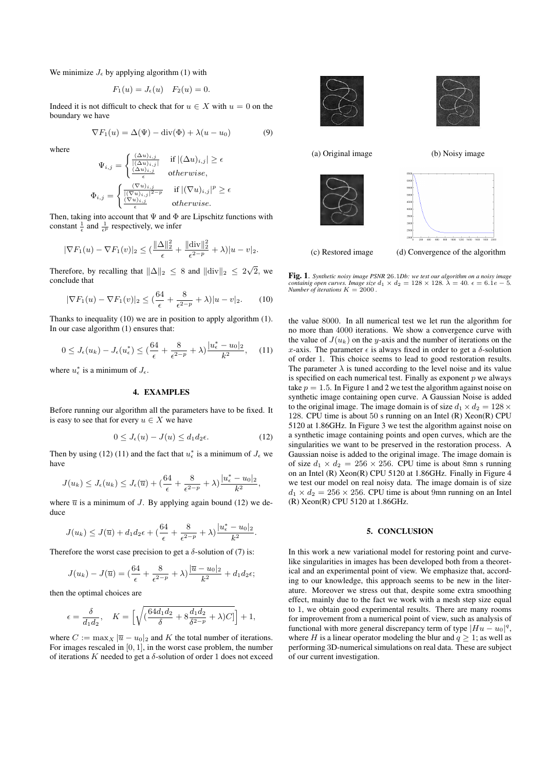We minimize $J_\epsilon$ by applying algorithm (1) with

$$F_1(u) = J_\epsilon(u) \quad F_2(u) = 0.$$

Indeed it is not difficult to check that for $u \in X$ with $u = 0$ on the boundary we have

$$\nabla F_1(u) = \Delta(\Psi) - \text{div}(\Phi) + \lambda(u - u_0) \tag{9}$$

where

$$\Psi_{i,j} = \begin{cases} \frac{(\Delta u)_{i,j}}{|(\Delta u)_{i,j}|} & \text{if } |(\Delta u)_{i,j}| \geq \epsilon \\ \frac{(\Delta u)_{i,j}}{\epsilon} & otherwise, \end{cases}$$

$$\Phi_{i,j} = \begin{cases} \frac{(\nabla u)_{i,j}}{|(\nabla u)_{i,j}|^{2-p}} & \text{if } |(\nabla u)_{i,j}|^p \geq \epsilon \\ \frac{(\nabla u)_{i,j}}{\epsilon} & otherwise. \end{cases}$$

Then, taking into account that $\Psi$ and $\Phi$ are Lipschitz functions with constant $\frac{1}{\epsilon}$ and $\frac{1}{\epsilon^p}$ respectively, we infer

$$|\nabla F_1(u) - \nabla F_1(v)|_2 \leq (\frac{\|\Delta\|_2^2}{\epsilon} + \frac{\|\text{div}\|_2^2}{\epsilon^{2-p}} + \lambda)|u - v|_2.$$

Therefore, by recalling that $\|\Delta\|_2 \leq 8$ and $\|\text{div}\|_2 \leq 2\sqrt{2}$, we conclude that

$$|\nabla F_1(u) - \nabla F_1(v)|_2 \leq (\frac{64}{\epsilon} + \frac{8}{\epsilon^{2-p}} + \lambda)|u - v|_2. \tag{10}$$

Thanks to inequality (10) we are in position to apply algorithm (1). In our case algorithm (1) ensures that:

$$0 \leq J_\epsilon(u_k) - J_\epsilon(u_\epsilon^*) \leq (\frac{64}{\epsilon} + \frac{8}{\epsilon^{2-p}} + \lambda)\frac{|u_\epsilon^* - u_0|_2}{k^2}, \tag{11}$$

where $u_\epsilon^*$ is a minimum of $J_\epsilon$.

## 4. EXAMPLES

Before running our algorithm all the parameters have to be fixed. It is easy to see that for every $u \in X$ we have

$$0 \leq J_\epsilon(u) - J(u) \leq d_1 d_2 \epsilon. \tag{12}$$

Then by using (12) (11) and the fact that $u_\epsilon^*$ is a minimum of $J_\epsilon$ we have

$$J(u_k) \leq J_\epsilon(u_k) \leq J_\epsilon(\overline{u}) + (\frac{64}{\epsilon} + \frac{8}{\epsilon^{2-p}} + \lambda)\frac{|u_\epsilon^* - u_0|_2}{k^2},$$

where $\overline{u}$ is a minimum of $J$. By applying again bound (12) we deduce

$$J(u_k) \leq J(\overline{u}) + d_1 d_2 \epsilon + (\frac{64}{\epsilon} + \frac{8}{\epsilon^{2-p}} + \lambda)\frac{|u_\epsilon^* - u_0|_2}{k^2}.$$

Therefore the worst case precision to get a $\delta$-solution of (7) is:

$$J(u_k) - J(\overline{u}) = (\frac{64}{\epsilon} + \frac{8}{\epsilon^{2-p}} + \lambda)\frac{|\overline{u} - u_0|_2}{k^2} + d_1 d_2 \epsilon;$$

then the optimal choices are

$$\epsilon = \frac{\delta}{d_1 d_2}, \quad K = \Big[\sqrt{(\frac{64 d_1 d_2}{\delta} + 8\frac{d_1 d_2}{\delta^{2-p}} + \lambda)C}\Big] + 1,$$

where $C := \max_X |\overline{u} - u_0|_2$ and $K$ the total number of iterations. For images rescaled in $[0, 1]$, in the worst case problem, the number of iterations $K$ needed to get a $\delta$-solution of order 1 does not exceed the value 8000. In all numerical test we let run the algorithm for no more than 4000 iterations. We show a convergence curve with the value of $J(u_k)$ on the $y$-axis and the number of iterations on the $x$-axis. The parameter $\epsilon$ is always fixed in order to get a $\delta$-solution of order 1. This choice seems to lead to good restoration results. The parameter $\lambda$ is tuned according to the level noise and its value is specified on each numerical test. Finally as exponent $p$ we always take $p = 1.5$. In Figure 1 and 2 we test the algorithm against noise on synthetic image containing open curve. A Gaussian Noise is added to the original image. The image domain is of size $d_1 \times d_2 = 128 \times 128$. CPU time is about 50 s running on an Intel (R) Xeon(R) CPU 5120 at 1.86GHz. In Figure 3 we test the algorithm against noise on a synthetic image containing points and open curves, which are the singularities we want to be preserved in the restoration process. A Gaussian noise is added to the original image. The image domain is of size $d_1 \times d_2 = 256 \times 256$. CPU time is about 8mn s running on an Intel (R) Xeon(R) CPU 5120 at 1.86GHz. Finally in Figure 4 we test our model on real noisy data. The image domain is of size $d_1 \times d_2 = 256 \times 256$. CPU time is about 9mn running on an Intel (R) Xeon(R) CPU 5120 at 1.86GHz.

(a) Original image (b) Noisy image

(c) Restored image (d) Convergence of the algorithm

**Fig. 1**. *Synthetic noisy image PSNR 26.1Db: we test our algorithm on a noisy image containig open curves. Image size $d_1 \times d_2 = 128 \times 128$. $\lambda = 40$. $\epsilon = 6.1e-5$. Number of iterations $K = 2000$.*

## 5. CONCLUSION

In this work a new variational model for restoring point and curve-like singularities in images has been developed both from a theoretical and an experimental point of view. We emphasize that, according to our knowledge, this approach seems to be new in the literature. Moreover we stress out that, despite some extra smoothing effect, mainly due to the fact we work with a mesh step size equal to 1, we obtain good experimental results. There are many rooms for improvement from a numerical point of view, such as analysis of functional with more general discrepancy term of type $|Hu - u_0|^q$, where $H$ is a linear operator modeling the blur and $q \geq 1$; as well as performing 3D-numerical simulations on real data. These are subject of our current investigation.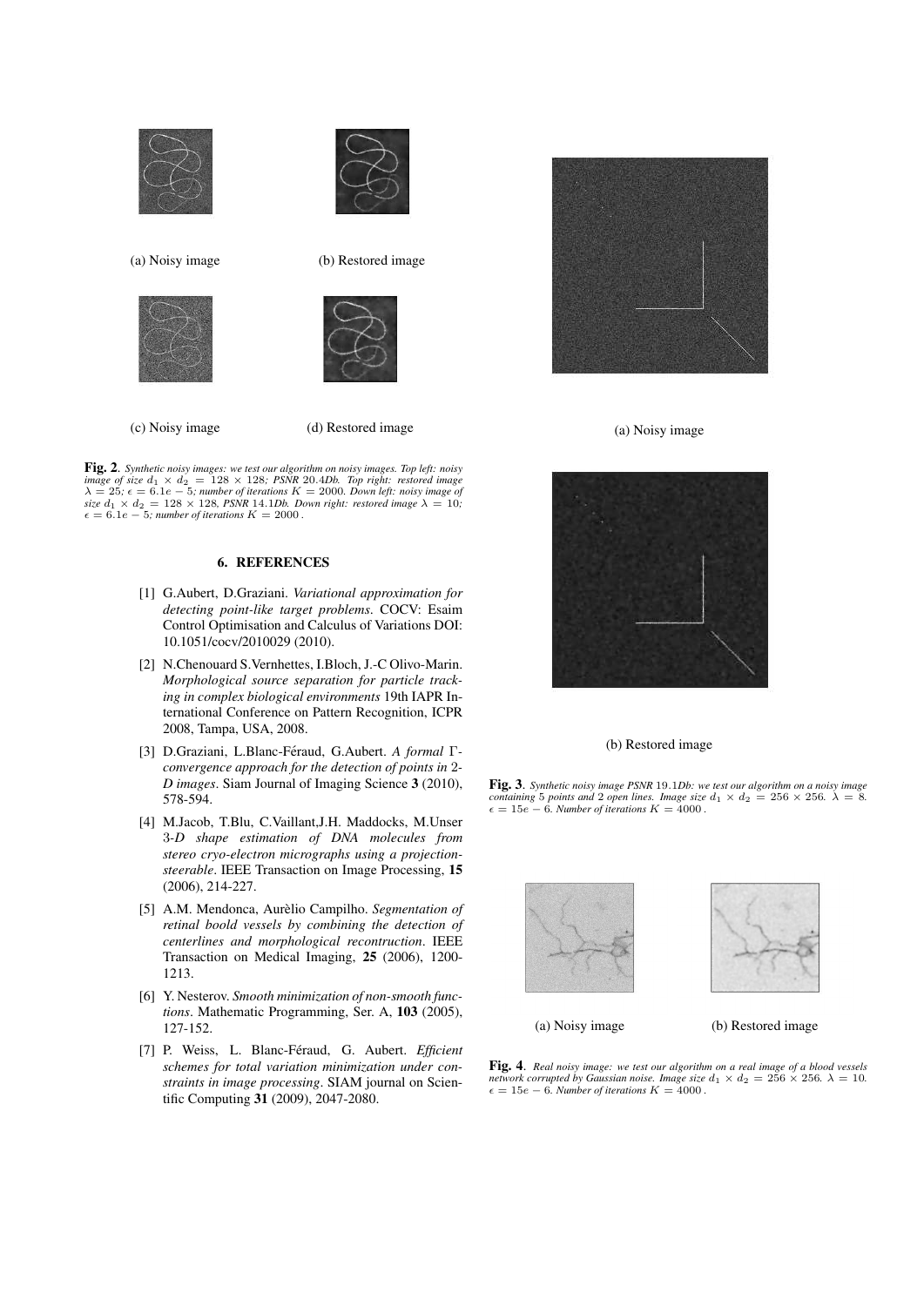(a) Noisy image

(b) Restored image

(c) Noisy image

(d) Restored image

**Fig. 2**. *Synthetic noisy images: we test our algorithm on noisy images. Top left: noisy image of size $d_1 \times d_2 = 128 \times 128$; PSNR 20.4Db. Top right: restored image $\lambda = 25$; $\epsilon = 6.1e-5$; number of iterations $K = 2000$. Down left: noisy image of size $d_1 \times d_2 = 128 \times 128$, PSNR 14.1Db. Down right: restored image $\lambda = 10$; $\epsilon = 6.1e-5$; number of iterations $K = 2000$.*

(a) Noisy image

(b) Restored image

**Fig. 3**. *Synthetic noisy image PSNR 19.1Db: we test our algorithm on a noisy image containing 5 points and 2 open lines. Image size $d_1 \times d_2 = 256 \times 256$. $\lambda = 8$. $\epsilon = 15e-6$. Number of iterations $K = 4000$.*

(a) Noisy image

(b) Restored image

**Fig. 4**. *Real noisy image: we test our algorithm on a real image of a blood vessels network corrupted by Gaussian noise. Image size $d_1 \times d_2 = 256 \times 256$. $\lambda = 10$. $\epsilon = 15e-6$. Number of iterations $K = 4000$.*

## 6. REFERENCES

[1] G.Aubert, D.Graziani. *Variational approximation for detecting point-like target problems*. COCV: Esaim Control Optimisation and Calculus of Variations DOI: 10.1051/cocv/2010029 (2010).

[2] N.Chenouard S.Vernhettes, I.Bloch, J.-C Olivo-Marin. *Morphological source separation for particle tracking in complex biological environments* 19th IAPR International Conference on Pattern Recognition, ICPR 2008, Tampa, USA, 2008.

[3] D.Graziani, L.Blanc-Féraud, G.Aubert. *A formal Γ-convergence approach for the detection of points in 2-D images*. Siam Journal of Imaging Science **3** (2010), 578-594.

[4] M.Jacob, T.Blu, C.Vaillant,J.H. Maddocks, M.Unser *3-D shape estimation of DNA molecules from stereo cryo-electron micrographs using a projection-steerable*. IEEE Transaction on Image Processing, **15** (2006), 214-227.

[5] A.M. Mendonca, Aurèlio Campilho. *Segmentation of retinal boold vessels by combining the detection of centerlines and morphological recontruction*. IEEE Transaction on Medical Imaging, **25** (2006), 1200-1213.

[6] Y. Nesterov. *Smooth minimization of non-smooth functions*. Mathematic Programming, Ser. A, **103** (2005), 127-152.

[7] P. Weiss, L. Blanc-Féraud, G. Aubert. *Efficient schemes for total variation minimization under constraints in image processing*. SIAM journal on Scientific Computing **31** (2009), 2047-2080.